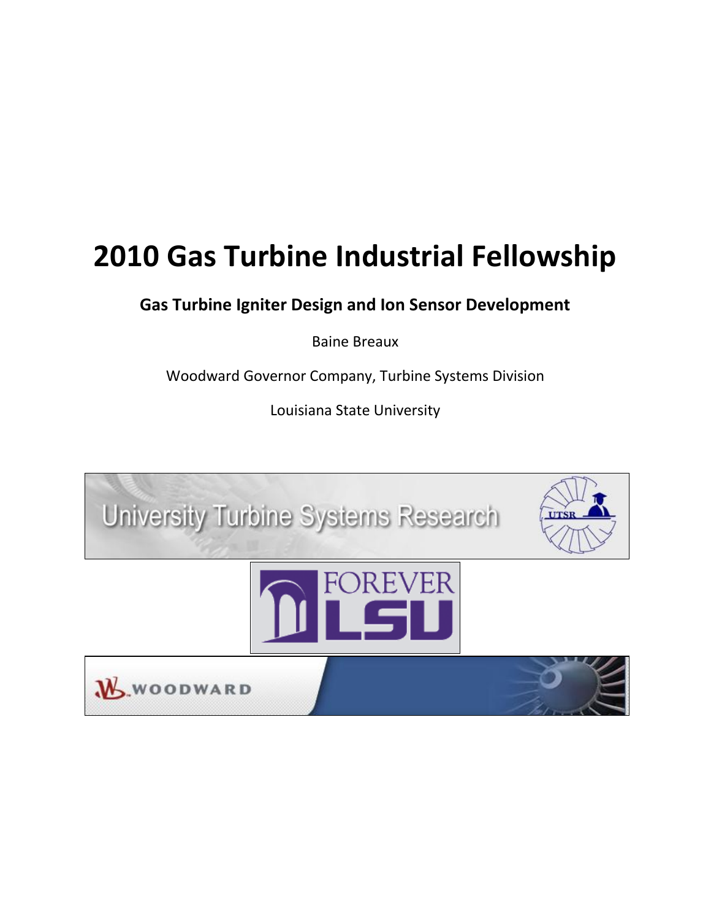# 2010 Gas Turbine Industrial Fellowship

**Gas Turbine Igniter Design and Ion Sensor Development**

Baine Breaux

Woodward Governor Company, Turbine Systems Division

Louisiana State University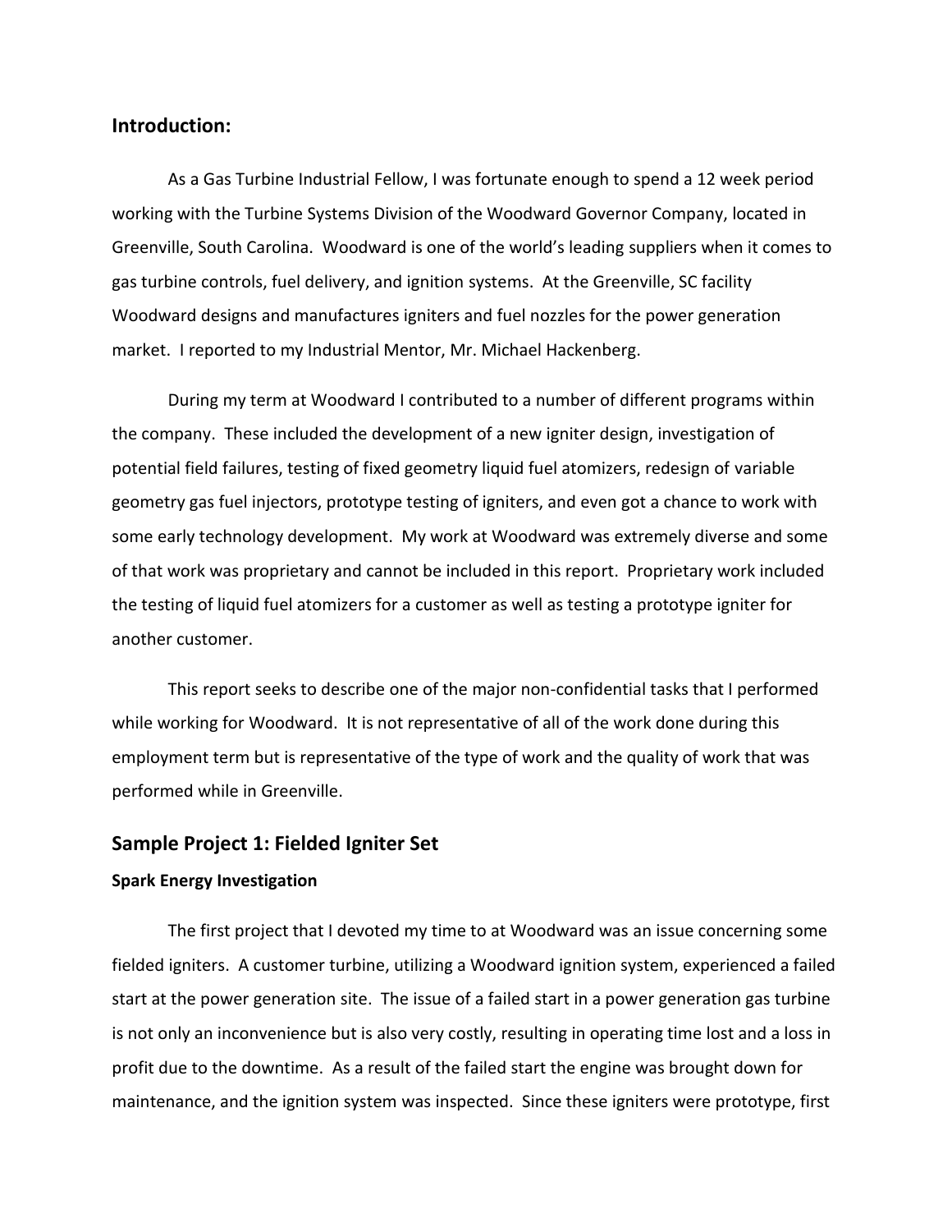## Introduction:

As a Gas Turbine Industrial Fellow, I was fortunate enough to spend a 12 week period working with the Turbine Systems Division of the Woodward Governor Company, located in Greenville, South Carolina. Woodward is one of the world's leading suppliers when it comes to gas turbine controls, fuel delivery, and ignition systems. At the Greenville, SC facility Woodward designs and manufactures igniters and fuel nozzles for the power generation market. I reported to my Industrial Mentor, Mr. Michael Hackenberg.

During my term at Woodward I contributed to a number of different programs within the company. These included the development of a new igniter design, investigation of potential field failures, testing of fixed geometry liquid fuel atomizers, redesign of variable geometry gas fuel injectors, prototype testing of igniters, and even got a chance to work with some early technology development. My work at Woodward was extremely diverse and some of that work was proprietary and cannot be included in this report. Proprietary work included the testing of liquid fuel atomizers for a customer as well as testing a prototype igniter for another customer.

This report seeks to describe one of the major non-confidential tasks that I performed while working for Woodward. It is not representative of all of the work done during this employment term but is representative of the type of work and the quality of work that was performed while in Greenville.

## Sample Project 1: Fielded Igniter Set

### Spark Energy Investigation

The first project that I devoted my time to at Woodward was an issue concerning some fielded igniters. A customer turbine, utilizing a Woodward ignition system, experienced a failed start at the power generation site. The issue of a failed start in a power generation gas turbine is not only an inconvenience but is also very costly, resulting in operating time lost and a loss in profit due to the downtime. As a result of the failed start the engine was brought down for maintenance, and the ignition system was inspected. Since these igniters were prototype, first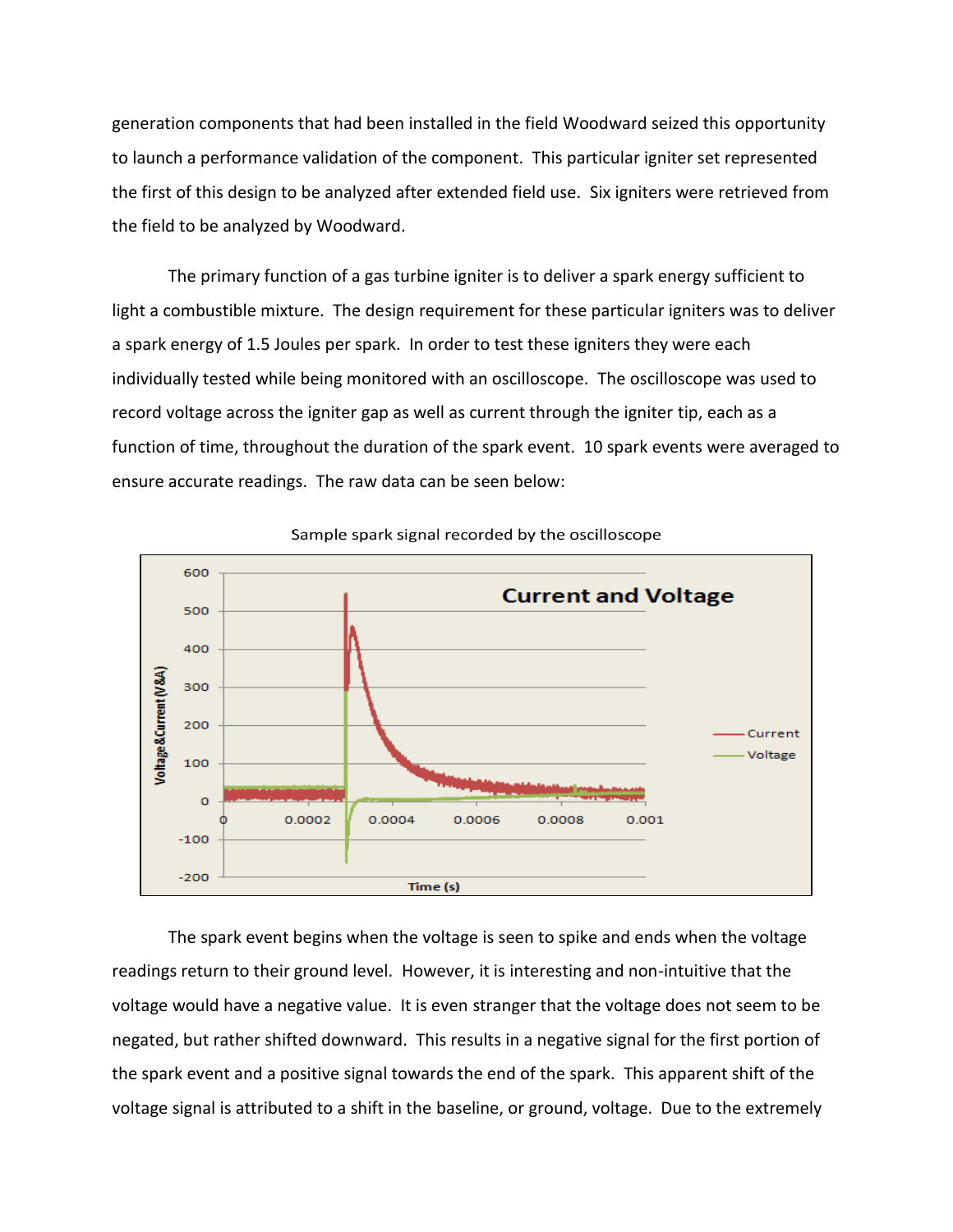generation components that had been installed in the field Woodward seized this opportunity to launch a performance validation of the component. This particular igniter set represented the first of this design to be analyzed after extended field use. Six igniters were retrieved from the field to be analyzed by Woodward.

The primary function of a gas turbine igniter is to deliver a spark energy sufficient to light a combustible mixture. The design requirement for these particular igniters was to deliver a spark energy of 1.5 Joules per spark. In order to test these igniters they were each individually tested while being monitored with an oscilloscope. The oscilloscope was used to record voltage across the igniter gap as well as current through the igniter tip, each as a function of time, throughout the duration of the spark event. 10 spark events were averaged to ensure accurate readings. The raw data can be seen below:

Sample spark signal recorded by the oscilloscope

The spark event begins when the voltage is seen to spike and ends when the voltage readings return to their ground level. However, it is interesting and non-intuitive that the voltage would have a negative value. It is even stranger that the voltage does not seem to be negated, but rather shifted downward. This results in a negative signal for the first portion of the spark event and a positive signal towards the end of the spark. This apparent shift of the voltage signal is attributed to a shift in the baseline, or ground, voltage. Due to the extremely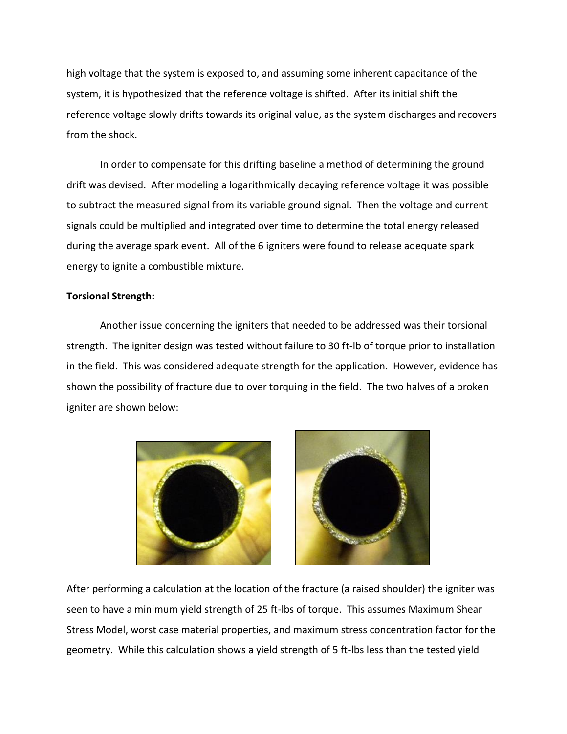high voltage that the system is exposed to, and assuming some inherent capacitance of the system, it is hypothesized that the reference voltage is shifted. After its initial shift the reference voltage slowly drifts towards its original value, as the system discharges and recovers from the shock.

In order to compensate for this drifting baseline a method of determining the ground drift was devised. After modeling a logarithmically decaying reference voltage it was possible to subtract the measured signal from its variable ground signal. Then the voltage and current signals could be multiplied and integrated over time to determine the total energy released during the average spark event. All of the 6 igniters were found to release adequate spark energy to ignite a combustible mixture.

**Torsional Strength:**

Another issue concerning the igniters that needed to be addressed was their torsional strength. The igniter design was tested without failure to 30 ft-lb of torque prior to installation in the field. This was considered adequate strength for the application. However, evidence has shown the possibility of fracture due to over torquing in the field. The two halves of a broken igniter are shown below:

After performing a calculation at the location of the fracture (a raised shoulder) the igniter was seen to have a minimum yield strength of 25 ft-lbs of torque. This assumes Maximum Shear Stress Model, worst case material properties, and maximum stress concentration factor for the geometry. While this calculation shows a yield strength of 5 ft-lbs less than the tested yield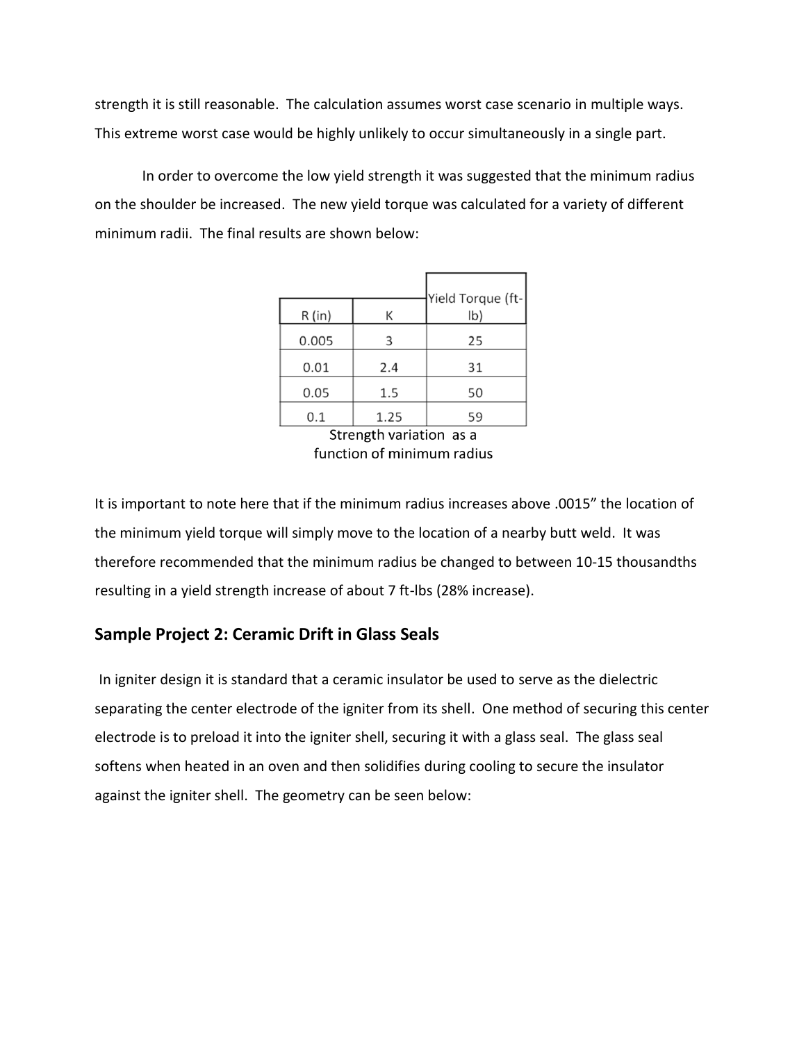strength it is still reasonable. The calculation assumes worst case scenario in multiple ways. This extreme worst case would be highly unlikely to occur simultaneously in a single part.

In order to overcome the low yield strength it was suggested that the minimum radius on the shoulder be increased. The new yield torque was calculated for a variety of different minimum radii. The final results are shown below:

| R (in) | K | Yield Torque (ft-lb) |
|---|---|---|
| 0.005 | 3 | 25 |
| 0.01 | 2.4 | 31 |
| 0.05 | 1.5 | 50 |
| 0.1 | 1.25 | 59 |

Strength variation as a function of minimum radius

It is important to note here that if the minimum radius increases above .0015" the location of the minimum yield torque will simply move to the location of a nearby butt weld. It was therefore recommended that the minimum radius be changed to between 10-15 thousandths resulting in a yield strength increase of about 7 ft-lbs (28% increase).

## Sample Project 2: Ceramic Drift in Glass Seals

In igniter design it is standard that a ceramic insulator be used to serve as the dielectric separating the center electrode of the igniter from its shell. One method of securing this center electrode is to preload it into the igniter shell, securing it with a glass seal. The glass seal softens when heated in an oven and then solidifies during cooling to secure the insulator against the igniter shell. The geometry can be seen below: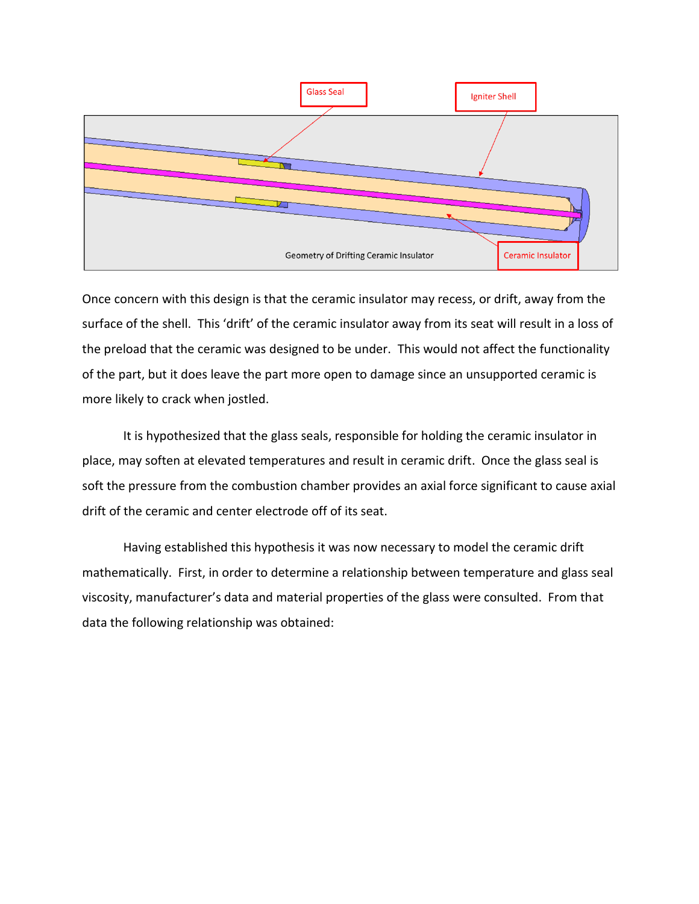Glass Seal

Igniter Shell

Ceramic Insulator

Geometry of Drifting Ceramic Insulator

Once concern with this design is that the ceramic insulator may recess, or drift, away from the surface of the shell. This 'drift' of the ceramic insulator away from its seat will result in a loss of the preload that the ceramic was designed to be under. This would not affect the functionality of the part, but it does leave the part more open to damage since an unsupported ceramic is more likely to crack when jostled.

It is hypothesized that the glass seals, responsible for holding the ceramic insulator in place, may soften at elevated temperatures and result in ceramic drift. Once the glass seal is soft the pressure from the combustion chamber provides an axial force significant to cause axial drift of the ceramic and center electrode off of its seat.

Having established this hypothesis it was now necessary to model the ceramic drift mathematically. First, in order to determine a relationship between temperature and glass seal viscosity, manufacturer's data and material properties of the glass were consulted. From that data the following relationship was obtained: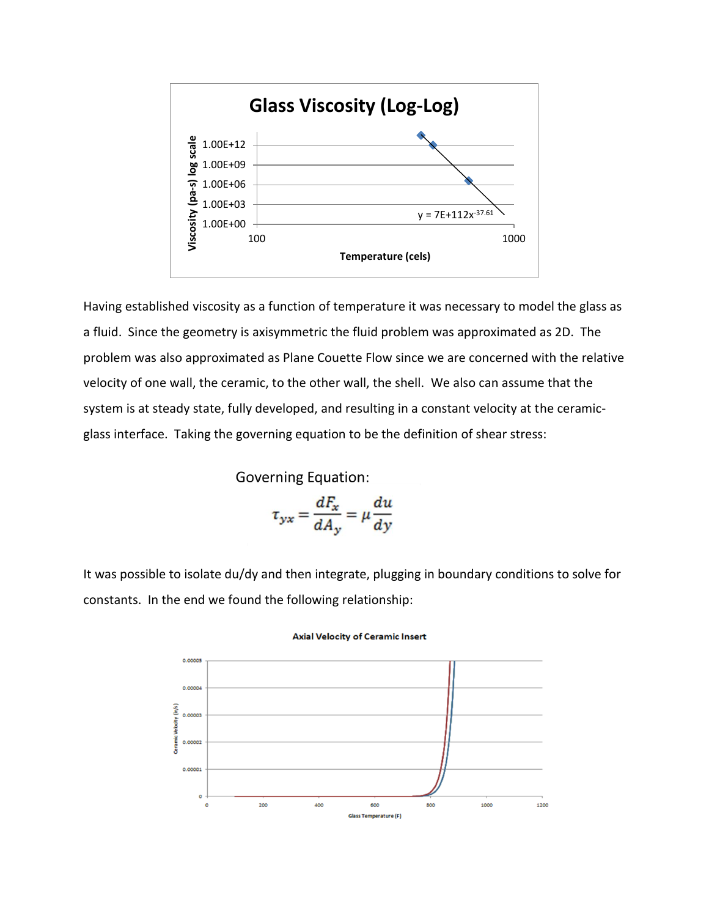Having established viscosity as a function of temperature it was necessary to model the glass as a fluid. Since the geometry is axisymmetric the fluid problem was approximated as 2D. The problem was also approximated as Plane Couette Flow since we are concerned with the relative velocity of one wall, the ceramic, to the other wall, the shell. We also can assume that the system is at steady state, fully developed, and resulting in a constant velocity at the ceramic-glass interface. Taking the governing equation to be the definition of shear stress:

Governing Equation:

$$\tau_{yx} = \frac{dF_x}{dA_y} = \mu \frac{du}{dy}$$

It was possible to isolate du/dy and then integrate, plugging in boundary conditions to solve for constants. In the end we found the following relationship: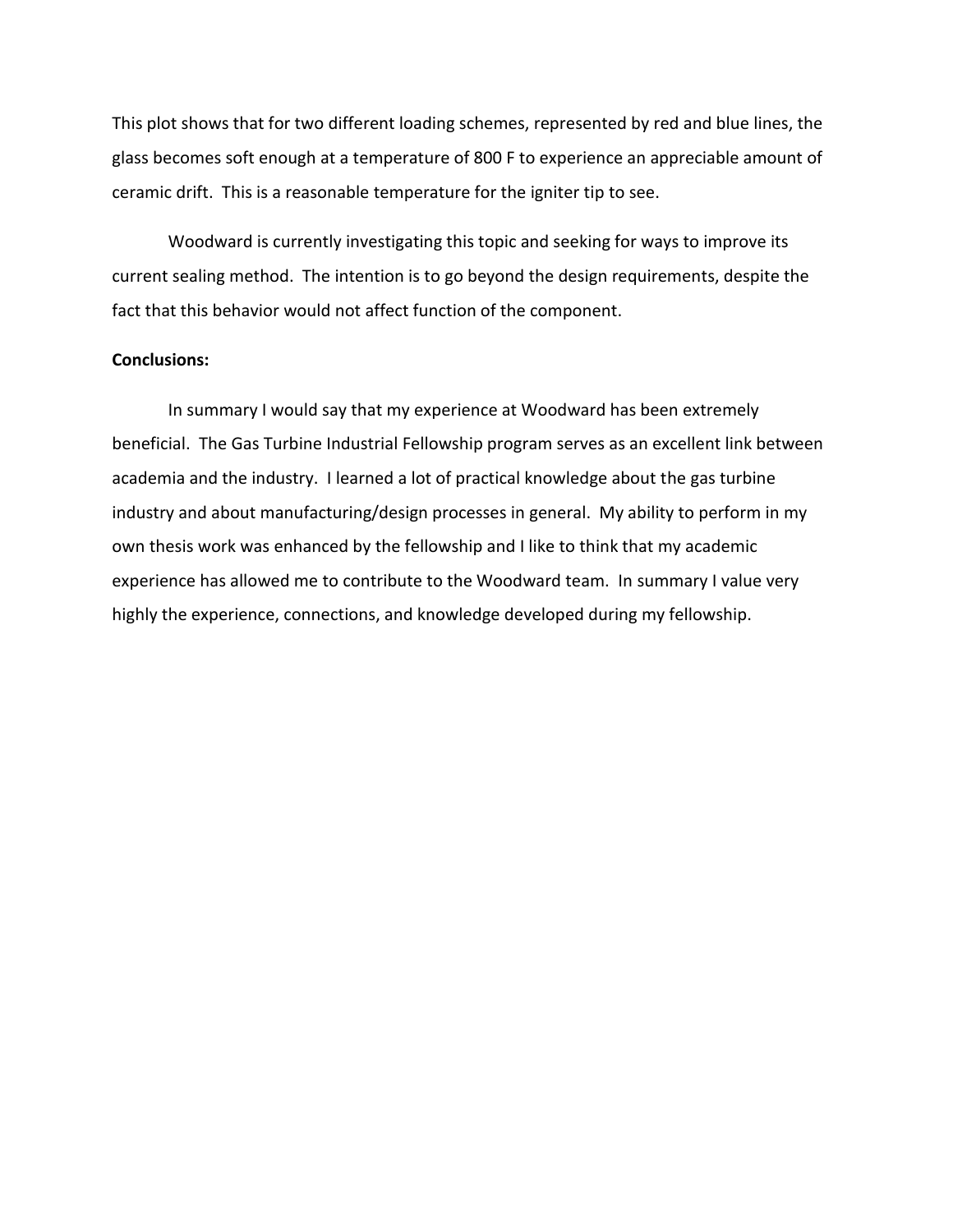This plot shows that for two different loading schemes, represented by red and blue lines, the glass becomes soft enough at a temperature of 800 F to experience an appreciable amount of ceramic drift. This is a reasonable temperature for the igniter tip to see.

Woodward is currently investigating this topic and seeking for ways to improve its current sealing method. The intention is to go beyond the design requirements, despite the fact that this behavior would not affect function of the component.

**Conclusions:**

In summary I would say that my experience at Woodward has been extremely beneficial. The Gas Turbine Industrial Fellowship program serves as an excellent link between academia and the industry. I learned a lot of practical knowledge about the gas turbine industry and about manufacturing/design processes in general. My ability to perform in my own thesis work was enhanced by the fellowship and I like to think that my academic experience has allowed me to contribute to the Woodward team. In summary I value very highly the experience, connections, and knowledge developed during my fellowship.